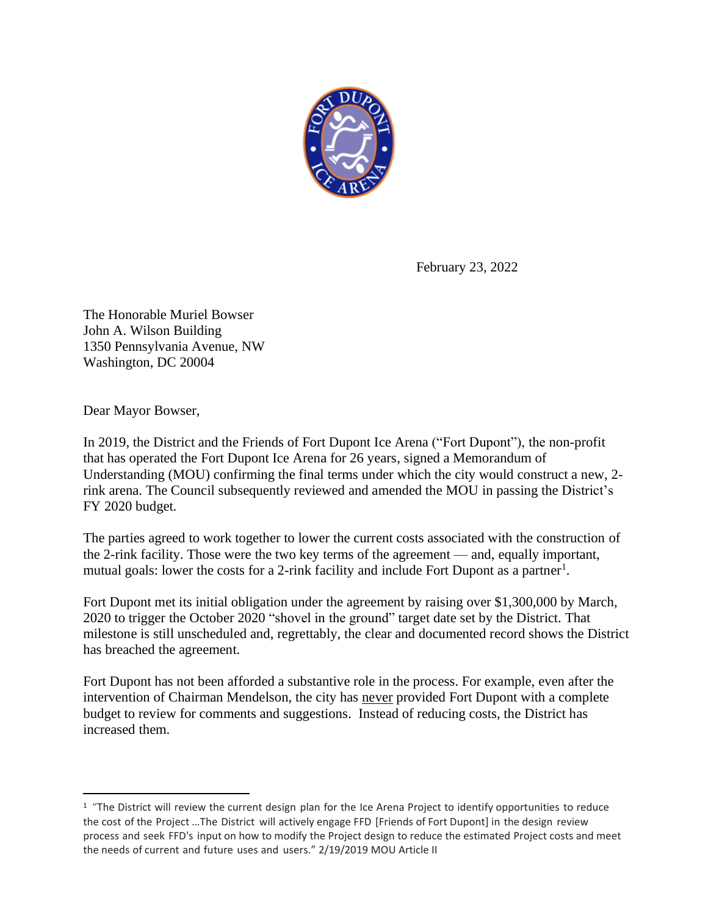February 23, 2022

The Honorable Muriel Bowser
John A. Wilson Building
1350 Pennsylvania Avenue, NW
Washington, DC 20004

Dear Mayor Bowser,

In 2019, the District and the Friends of Fort Dupont Ice Arena ("Fort Dupont"), the non-profit that has operated the Fort Dupont Ice Arena for 26 years, signed a Memorandum of Understanding (MOU) confirming the final terms under which the city would construct a new, 2-rink arena. The Council subsequently reviewed and amended the MOU in passing the District's FY 2020 budget.

The parties agreed to work together to lower the current costs associated with the construction of the 2-rink facility. Those were the two key terms of the agreement — and, equally important, mutual goals: lower the costs for a 2-rink facility and include Fort Dupont as a partner[1].

Fort Dupont met its initial obligation under the agreement by raising over $1,300,000 by March, 2020 to trigger the October 2020 "shovel in the ground" target date set by the District. That milestone is still unscheduled and, regrettably, the clear and documented record shows the District has breached the agreement.

Fort Dupont has not been afforded a substantive role in the process. For example, even after the intervention of Chairman Mendelson, the city has never provided Fort Dupont with a complete budget to review for comments and suggestions. Instead of reducing costs, the District has increased them.

---

[1] "The District will review the current design plan for the Ice Arena Project to identify opportunities to reduce the cost of the Project …The District will actively engage FFD [Friends of Fort Dupont] in the design review process and seek FFD's input on how to modify the Project design to reduce the estimated Project costs and meet the needs of current and future uses and users." 2/19/2019 MOU Article II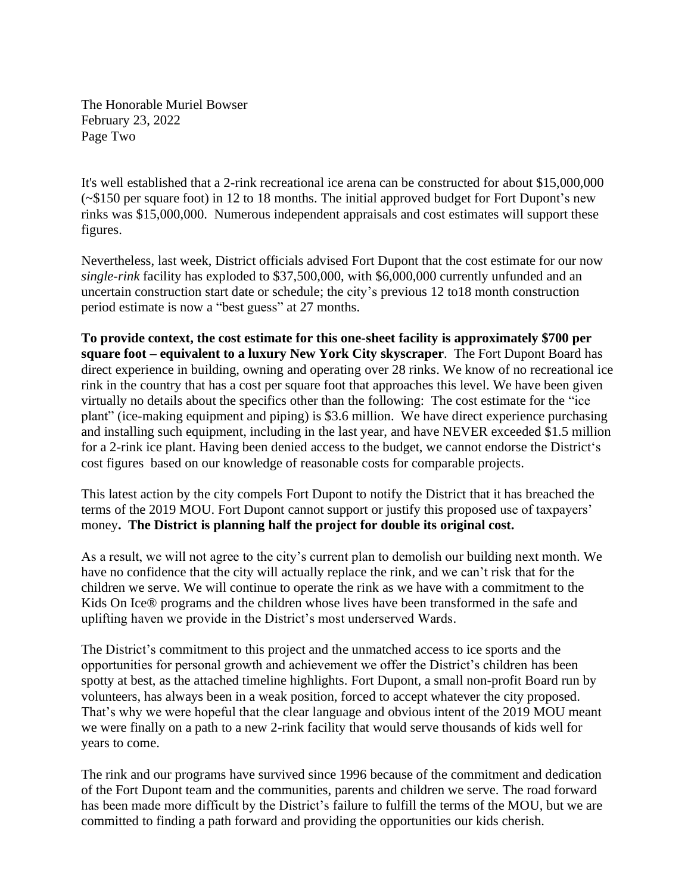It's well established that a 2-rink recreational ice arena can be constructed for about $15,000,000 (~$150 per square foot) in 12 to 18 months. The initial approved budget for Fort Dupont's new rinks was $15,000,000. Numerous independent appraisals and cost estimates will support these figures.

Nevertheless, last week, District officials advised Fort Dupont that the cost estimate for our now *single-rink* facility has exploded to $37,500,000, with $6,000,000 currently unfunded and an uncertain construction start date or schedule; the city's previous 12 to18 month construction period estimate is now a "best guess" at 27 months.

**To provide context, the cost estimate for this one-sheet facility is approximately $700 per square foot – equivalent to a luxury New York City skyscraper**. The Fort Dupont Board has direct experience in building, owning and operating over 28 rinks. We know of no recreational ice rink in the country that has a cost per square foot that approaches this level. We have been given virtually no details about the specifics other than the following: The cost estimate for the "ice plant" (ice-making equipment and piping) is $3.6 million. We have direct experience purchasing and installing such equipment, including in the last year, and have NEVER exceeded $1.5 million for a 2-rink ice plant. Having been denied access to the budget, we cannot endorse the District's cost figures based on our knowledge of reasonable costs for comparable projects.

This latest action by the city compels Fort Dupont to notify the District that it has breached the terms of the 2019 MOU. Fort Dupont cannot support or justify this proposed use of taxpayers' money**. The District is planning half the project for double its original cost.**

As a result, we will not agree to the city's current plan to demolish our building next month. We have no confidence that the city will actually replace the rink, and we can't risk that for the children we serve. We will continue to operate the rink as we have with a commitment to the Kids On Ice® programs and the children whose lives have been transformed in the safe and uplifting haven we provide in the District's most underserved Wards.

The District's commitment to this project and the unmatched access to ice sports and the opportunities for personal growth and achievement we offer the District's children has been spotty at best, as the attached timeline highlights. Fort Dupont, a small non-profit Board run by volunteers, has always been in a weak position, forced to accept whatever the city proposed. That's why we were hopeful that the clear language and obvious intent of the 2019 MOU meant we were finally on a path to a new 2-rink facility that would serve thousands of kids well for years to come.

The rink and our programs have survived since 1996 because of the commitment and dedication of the Fort Dupont team and the communities, parents and children we serve. The road forward has been made more difficult by the District's failure to fulfill the terms of the MOU, but we are committed to finding a path forward and providing the opportunities our kids cherish.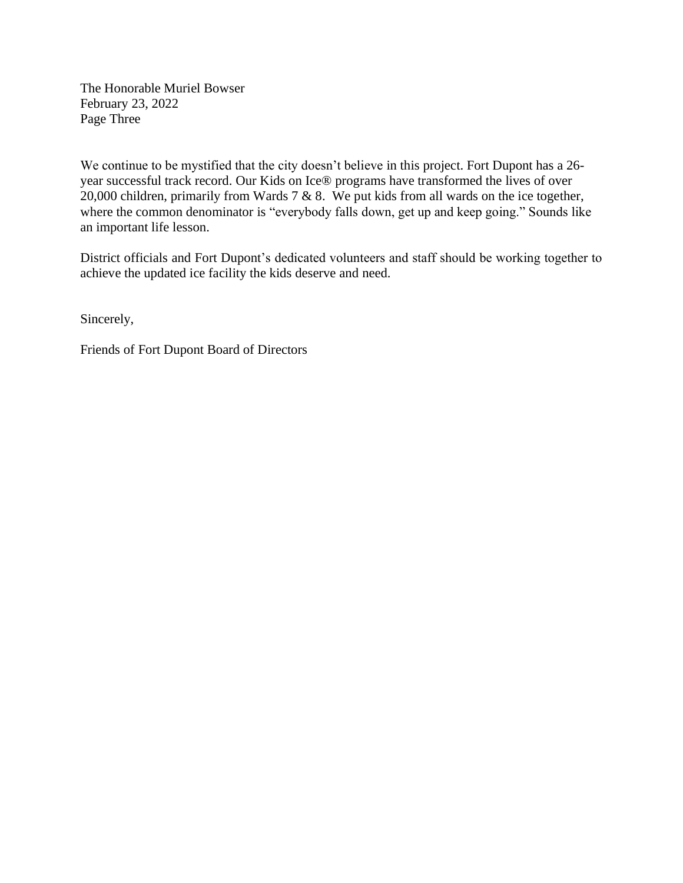We continue to be mystified that the city doesn't believe in this project. Fort Dupont has a 26-year successful track record. Our Kids on Ice® programs have transformed the lives of over 20,000 children, primarily from Wards 7 & 8. We put kids from all wards on the ice together, where the common denominator is "everybody falls down, get up and keep going." Sounds like an important life lesson.

District officials and Fort Dupont's dedicated volunteers and staff should be working together to achieve the updated ice facility the kids deserve and need.

Sincerely,

Friends of Fort Dupont Board of Directors